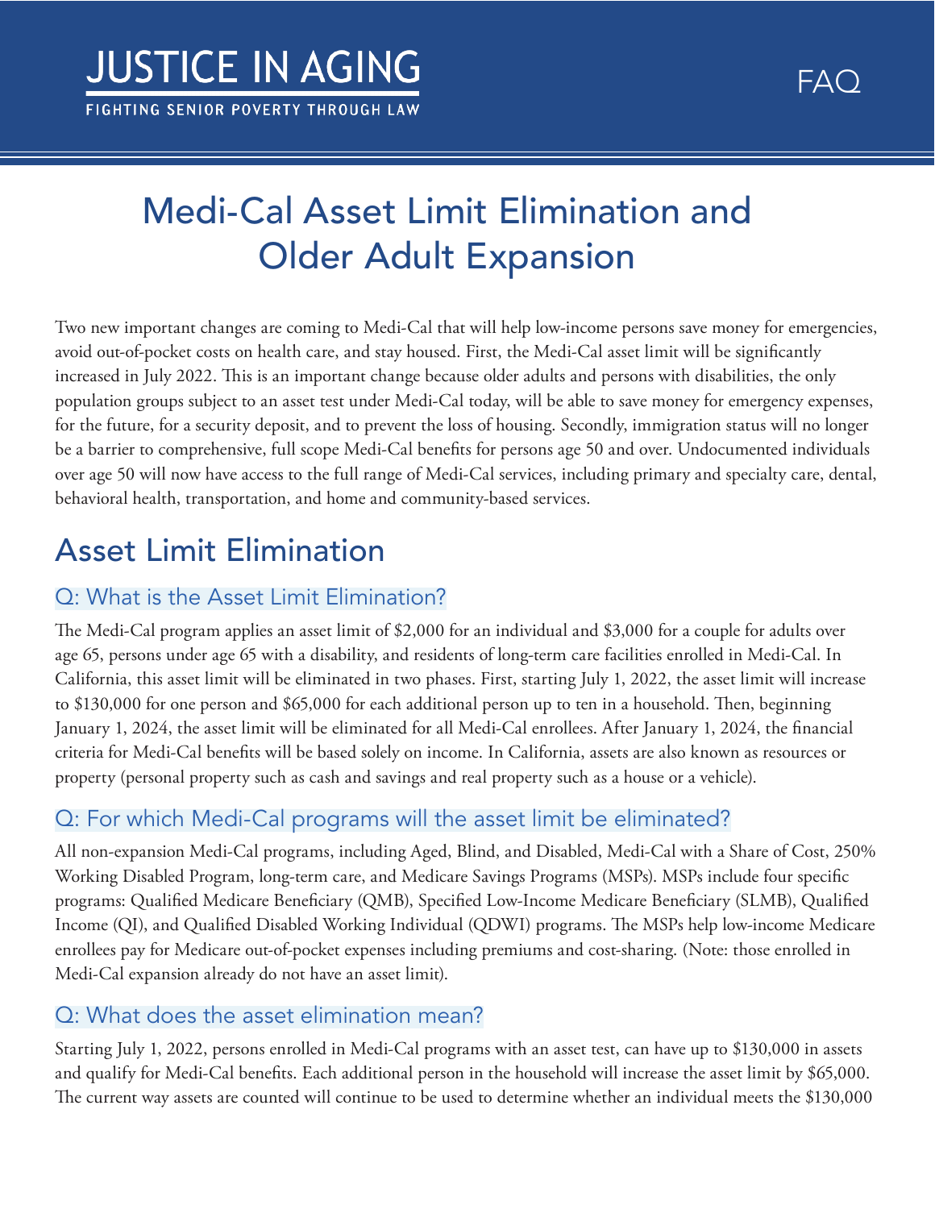JUSTICE IN AGING

FIGHTING SENIOR POVERTY THROUGH LAW

FAQ

# Medi-Cal Asset Limit Elimination and Older Adult Expansion

Two new important changes are coming to Medi-Cal that will help low-income persons save money for emergencies, avoid out-of-pocket costs on health care, and stay housed. First, the Medi-Cal asset limit will be significantly increased in July 2022. This is an important change because older adults and persons with disabilities, the only population groups subject to an asset test under Medi-Cal today, will be able to save money for emergency expenses, for the future, for a security deposit, and to prevent the loss of housing. Secondly, immigration status will no longer be a barrier to comprehensive, full scope Medi-Cal benefits for persons age 50 and over. Undocumented individuals over age 50 will now have access to the full range of Medi-Cal services, including primary and specialty care, dental, behavioral health, transportation, and home and community-based services.

## Asset Limit Elimination

### Q: What is the Asset Limit Elimination?

The Medi-Cal program applies an asset limit of $2,000 for an individual and $3,000 for a couple for adults over age 65, persons under age 65 with a disability, and residents of long-term care facilities enrolled in Medi-Cal. In California, this asset limit will be eliminated in two phases. First, starting July 1, 2022, the asset limit will increase to $130,000 for one person and $65,000 for each additional person up to ten in a household. Then, beginning January 1, 2024, the asset limit will be eliminated for all Medi-Cal enrollees. After January 1, 2024, the financial criteria for Medi-Cal benefits will be based solely on income. In California, assets are also known as resources or property (personal property such as cash and savings and real property such as a house or a vehicle).

### Q: For which Medi-Cal programs will the asset limit be eliminated?

All non-expansion Medi-Cal programs, including Aged, Blind, and Disabled, Medi-Cal with a Share of Cost, 250% Working Disabled Program, long-term care, and Medicare Savings Programs (MSPs). MSPs include four specific programs: Qualified Medicare Beneficiary (QMB), Specified Low-Income Medicare Beneficiary (SLMB), Qualified Income (QI), and Qualified Disabled Working Individual (QDWI) programs. The MSPs help low-income Medicare enrollees pay for Medicare out-of-pocket expenses including premiums and cost-sharing. (Note: those enrolled in Medi-Cal expansion already do not have an asset limit).

### Q: What does the asset elimination mean?

Starting July 1, 2022, persons enrolled in Medi-Cal programs with an asset test, can have up to $130,000 in assets and qualify for Medi-Cal benefits. Each additional person in the household will increase the asset limit by $65,000. The current way assets are counted will continue to be used to determine whether an individual meets the $130,000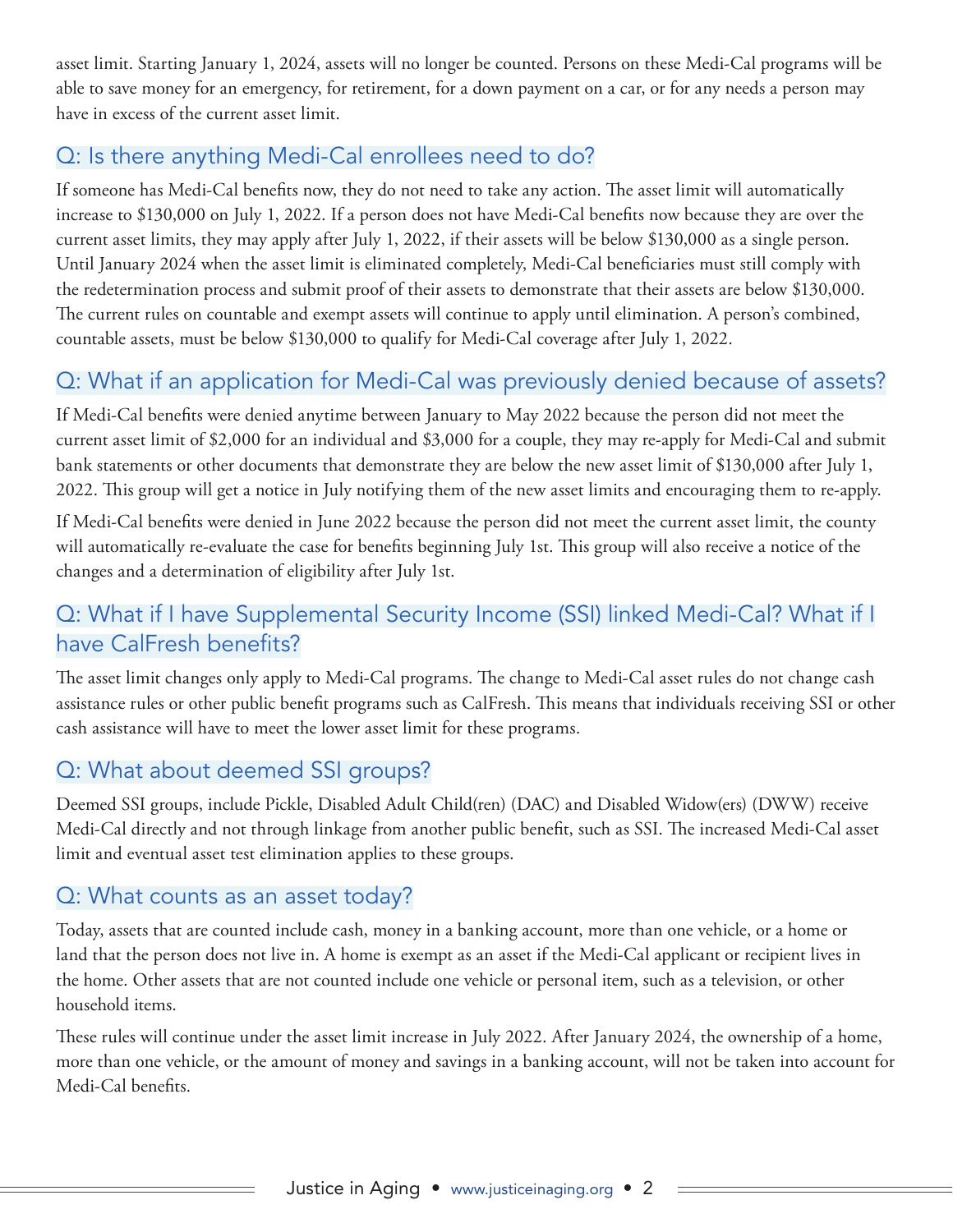asset limit. Starting January 1, 2024, assets will no longer be counted. Persons on these Medi-Cal programs will be able to save money for an emergency, for retirement, for a down payment on a car, or for any needs a person may have in excess of the current asset limit.

## Q: Is there anything Medi-Cal enrollees need to do?

If someone has Medi-Cal benefits now, they do not need to take any action. The asset limit will automatically increase to $130,000 on July 1, 2022. If a person does not have Medi-Cal benefits now because they are over the current asset limits, they may apply after July 1, 2022, if their assets will be below $130,000 as a single person. Until January 2024 when the asset limit is eliminated completely, Medi-Cal beneficiaries must still comply with the redetermination process and submit proof of their assets to demonstrate that their assets are below $130,000. The current rules on countable and exempt assets will continue to apply until elimination. A person's combined, countable assets, must be below $130,000 to qualify for Medi-Cal coverage after July 1, 2022.

## Q: What if an application for Medi-Cal was previously denied because of assets?

If Medi-Cal benefits were denied anytime between January to May 2022 because the person did not meet the current asset limit of $2,000 for an individual and $3,000 for a couple, they may re-apply for Medi-Cal and submit bank statements or other documents that demonstrate they are below the new asset limit of $130,000 after July 1, 2022. This group will get a notice in July notifying them of the new asset limits and encouraging them to re-apply.

If Medi-Cal benefits were denied in June 2022 because the person did not meet the current asset limit, the county will automatically re-evaluate the case for benefits beginning July 1st. This group will also receive a notice of the changes and a determination of eligibility after July 1st.

## Q: What if I have Supplemental Security Income (SSI) linked Medi-Cal? What if I have CalFresh benefits?

The asset limit changes only apply to Medi-Cal programs. The change to Medi-Cal asset rules do not change cash assistance rules or other public benefit programs such as CalFresh. This means that individuals receiving SSI or other cash assistance will have to meet the lower asset limit for these programs.

## Q: What about deemed SSI groups?

Deemed SSI groups, include Pickle, Disabled Adult Child(ren) (DAC) and Disabled Widow(ers) (DWW) receive Medi-Cal directly and not through linkage from another public benefit, such as SSI. The increased Medi-Cal asset limit and eventual asset test elimination applies to these groups.

## Q: What counts as an asset today?

Today, assets that are counted include cash, money in a banking account, more than one vehicle, or a home or land that the person does not live in. A home is exempt as an asset if the Medi-Cal applicant or recipient lives in the home. Other assets that are not counted include one vehicle or personal item, such as a television, or other household items.

These rules will continue under the asset limit increase in July 2022. After January 2024, the ownership of a home, more than one vehicle, or the amount of money and savings in a banking account, will not be taken into account for Medi-Cal benefits.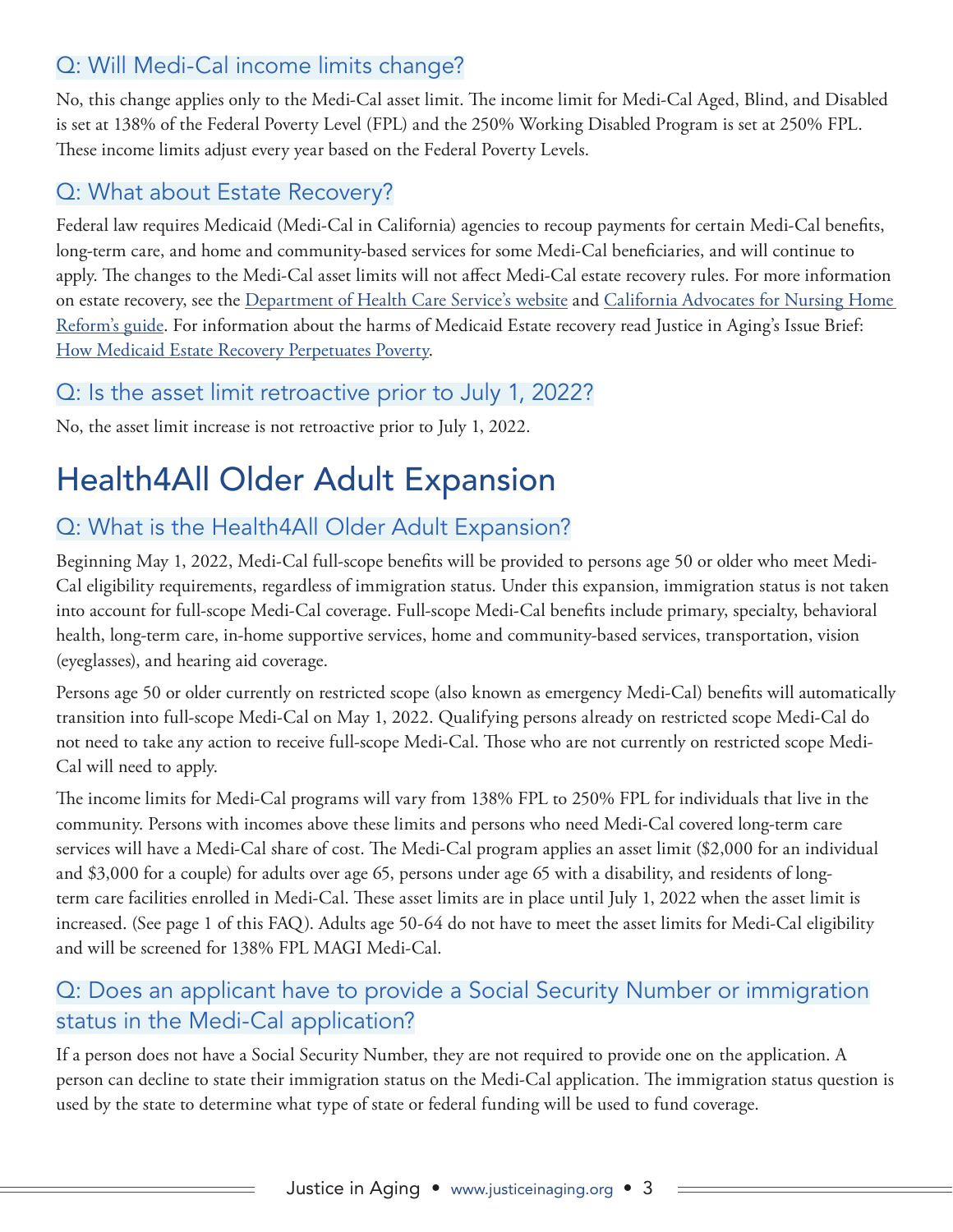### Q: Will Medi-Cal income limits change?

No, this change applies only to the Medi-Cal asset limit. The income limit for Medi-Cal Aged, Blind, and Disabled is set at 138% of the Federal Poverty Level (FPL) and the 250% Working Disabled Program is set at 250% FPL. These income limits adjust every year based on the Federal Poverty Levels.

### Q: What about Estate Recovery?

Federal law requires Medicaid (Medi-Cal in California) agencies to recoup payments for certain Medi-Cal benefits, long-term care, and home and community-based services for some Medi-Cal beneficiaries, and will continue to apply. The changes to the Medi-Cal asset limits will not affect Medi-Cal estate recovery rules. For more information on estate recovery, see the Department of Health Care Service's website and California Advocates for Nursing Home Reform's guide. For information about the harms of Medicaid Estate recovery read Justice in Aging's Issue Brief: How Medicaid Estate Recovery Perpetuates Poverty.

### Q: Is the asset limit retroactive prior to July 1, 2022?

No, the asset limit increase is not retroactive prior to July 1, 2022.

## Health4All Older Adult Expansion

### Q: What is the Health4All Older Adult Expansion?

Beginning May 1, 2022, Medi-Cal full-scope benefits will be provided to persons age 50 or older who meet Medi-Cal eligibility requirements, regardless of immigration status. Under this expansion, immigration status is not taken into account for full-scope Medi-Cal coverage. Full-scope Medi-Cal benefits include primary, specialty, behavioral health, long-term care, in-home supportive services, home and community-based services, transportation, vision (eyeglasses), and hearing aid coverage.

Persons age 50 or older currently on restricted scope (also known as emergency Medi-Cal) benefits will automatically transition into full-scope Medi-Cal on May 1, 2022. Qualifying persons already on restricted scope Medi-Cal do not need to take any action to receive full-scope Medi-Cal. Those who are not currently on restricted scope Medi-Cal will need to apply.

The income limits for Medi-Cal programs will vary from 138% FPL to 250% FPL for individuals that live in the community. Persons with incomes above these limits and persons who need Medi-Cal covered long-term care services will have a Medi-Cal share of cost. The Medi-Cal program applies an asset limit ($2,000 for an individual and $3,000 for a couple) for adults over age 65, persons under age 65 with a disability, and residents of long-term care facilities enrolled in Medi-Cal. These asset limits are in place until July 1, 2022 when the asset limit is increased. (See page 1 of this FAQ). Adults age 50-64 do not have to meet the asset limits for Medi-Cal eligibility and will be screened for 138% FPL MAGI Medi-Cal.

### Q: Does an applicant have to provide a Social Security Number or immigration status in the Medi-Cal application?

If a person does not have a Social Security Number, they are not required to provide one on the application. A person can decline to state their immigration status on the Medi-Cal application. The immigration status question is used by the state to determine what type of state or federal funding will be used to fund coverage.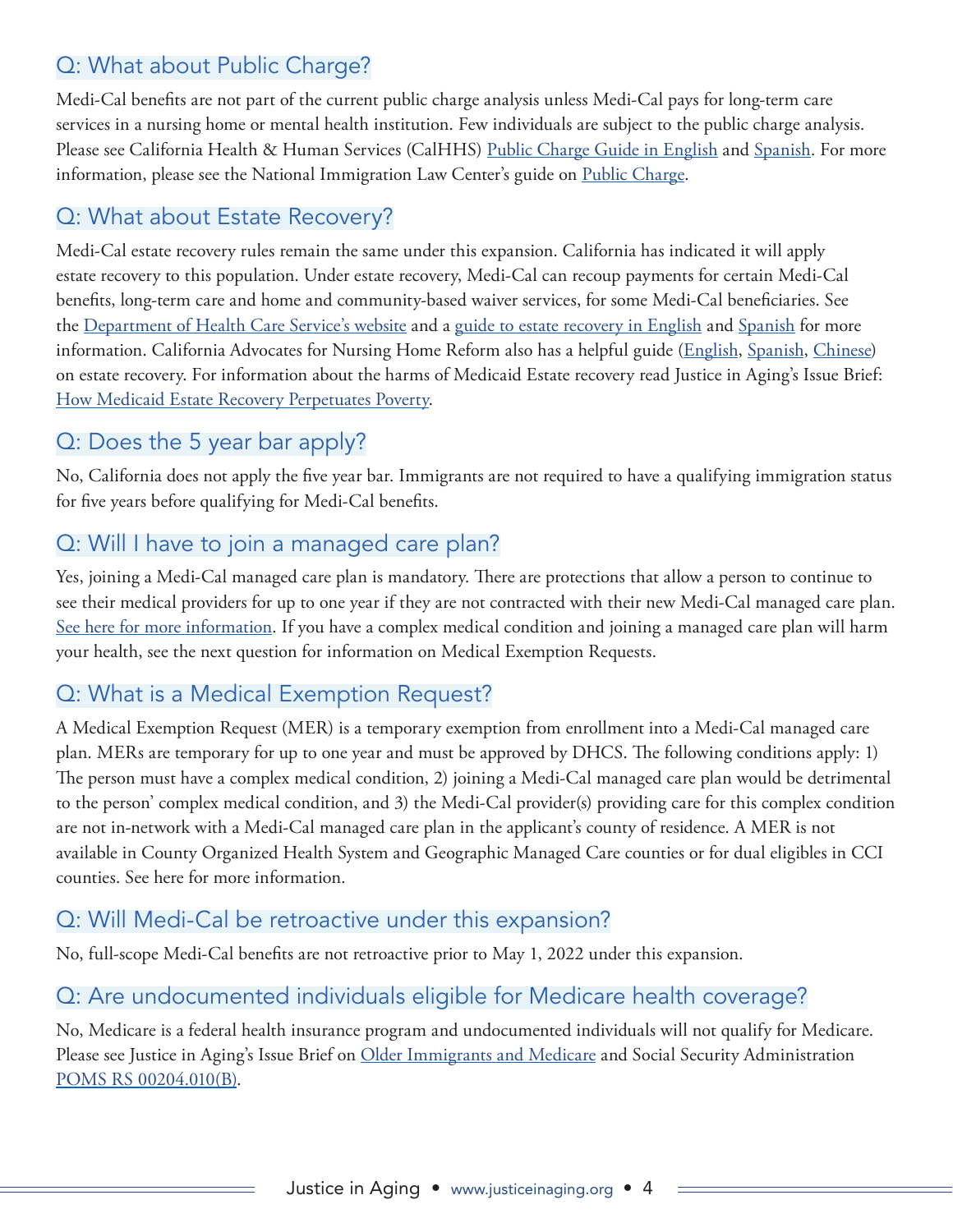## Q: What about Public Charge?

Medi-Cal benefits are not part of the current public charge analysis unless Medi-Cal pays for long-term care services in a nursing home or mental health institution. Few individuals are subject to the public charge analysis. Please see California Health & Human Services (CalHHS) Public Charge Guide in English and Spanish. For more information, please see the National Immigration Law Center's guide on Public Charge.

## Q: What about Estate Recovery?

Medi-Cal estate recovery rules remain the same under this expansion. California has indicated it will apply estate recovery to this population. Under estate recovery, Medi-Cal can recoup payments for certain Medi-Cal benefits, long-term care and home and community-based waiver services, for some Medi-Cal beneficiaries. See the Department of Health Care Service's website and a guide to estate recovery in English and Spanish for more information. California Advocates for Nursing Home Reform also has a helpful guide (English, Spanish, Chinese) on estate recovery. For information about the harms of Medicaid Estate recovery read Justice in Aging's Issue Brief: How Medicaid Estate Recovery Perpetuates Poverty.

## Q: Does the 5 year bar apply?

No, California does not apply the five year bar. Immigrants are not required to have a qualifying immigration status for five years before qualifying for Medi-Cal benefits.

## Q: Will I have to join a managed care plan?

Yes, joining a Medi-Cal managed care plan is mandatory. There are protections that allow a person to continue to see their medical providers for up to one year if they are not contracted with their new Medi-Cal managed care plan. See here for more information. If you have a complex medical condition and joining a managed care plan will harm your health, see the next question for information on Medical Exemption Requests.

## Q: What is a Medical Exemption Request?

A Medical Exemption Request (MER) is a temporary exemption from enrollment into a Medi-Cal managed care plan. MERs are temporary for up to one year and must be approved by DHCS. The following conditions apply: 1) The person must have a complex medical condition, 2) joining a Medi-Cal managed care plan would be detrimental to the person' complex medical condition, and 3) the Medi-Cal provider(s) providing care for this complex condition are not in-network with a Medi-Cal managed care plan in the applicant's county of residence. A MER is not available in County Organized Health System and Geographic Managed Care counties or for dual eligibles in CCI counties. See here for more information.

## Q: Will Medi-Cal be retroactive under this expansion?

No, full-scope Medi-Cal benefits are not retroactive prior to May 1, 2022 under this expansion.

## Q: Are undocumented individuals eligible for Medicare health coverage?

No, Medicare is a federal health insurance program and undocumented individuals will not qualify for Medicare. Please see Justice in Aging's Issue Brief on Older Immigrants and Medicare and Social Security Administration POMS RS 00204.010(B).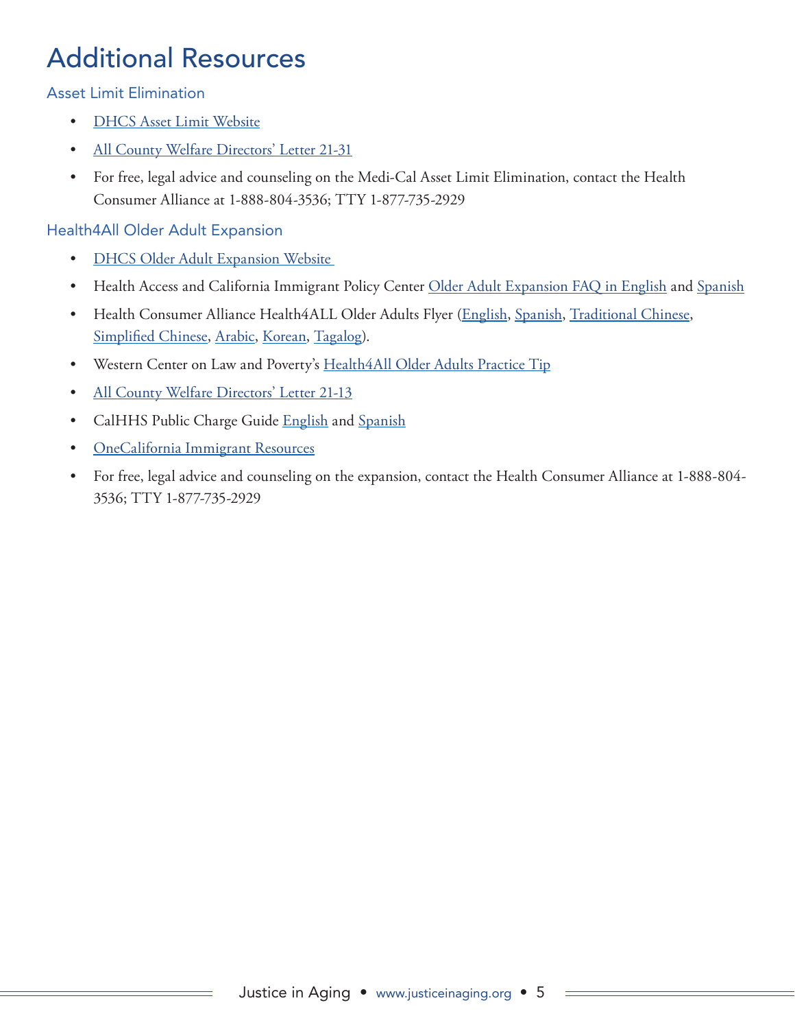# Additional Resources

## Asset Limit Elimination

- DHCS Asset Limit Website
- All County Welfare Directors' Letter 21-31
- For free, legal advice and counseling on the Medi-Cal Asset Limit Elimination, contact the Health Consumer Alliance at 1-888-804-3536; TTY 1-877-735-2929

## Health4All Older Adult Expansion

- DHCS Older Adult Expansion Website
- Health Access and California Immigrant Policy Center Older Adult Expansion FAQ in English and Spanish
- Health Consumer Alliance Health4ALL Older Adults Flyer (English, Spanish, Traditional Chinese, Simplified Chinese, Arabic, Korean, Tagalog).
- Western Center on Law and Poverty's Health4All Older Adults Practice Tip
- All County Welfare Directors' Letter 21-13
- CalHHS Public Charge Guide English and Spanish
- OneCalifornia Immigrant Resources
- For free, legal advice and counseling on the expansion, contact the Health Consumer Alliance at 1-888-804-3536; TTY 1-877-735-2929